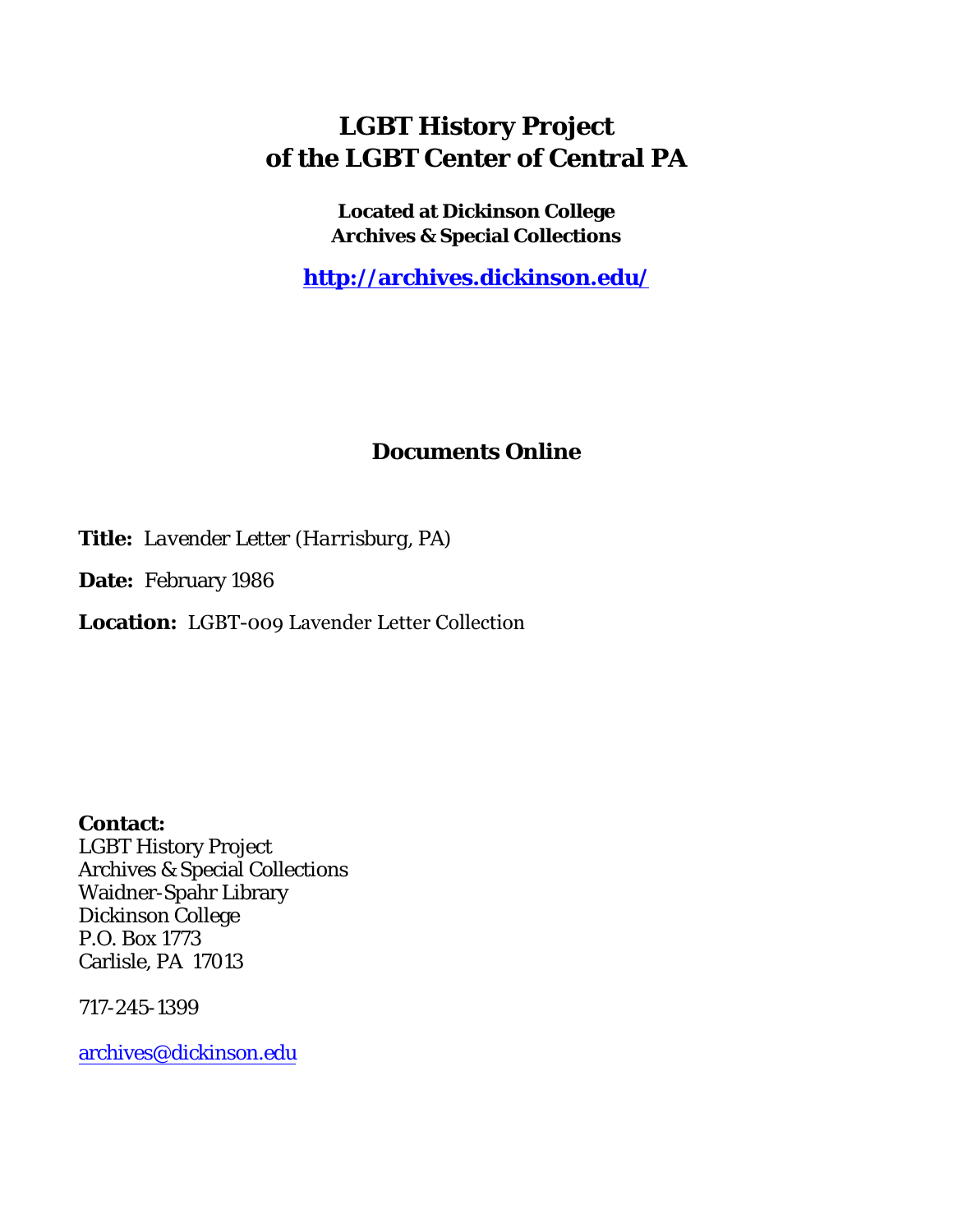# LGBT History Project of the LGBT Center of Central PA

**Located at Dickinson College Archives & Special Collections**

**http://archives.dickinson.edu/**

## Documents Online

**Title:** *Lavender Letter (Harrisburg, PA)*

**Date:** February 1986

**Location:** LGBT-009 Lavender Letter Collection

**Contact:**
LGBT History Project
Archives & Special Collections
Waidner-Spahr Library
Dickinson College
P.O. Box 1773
Carlisle, PA 17013

717-245-1399

archives@dickinson.edu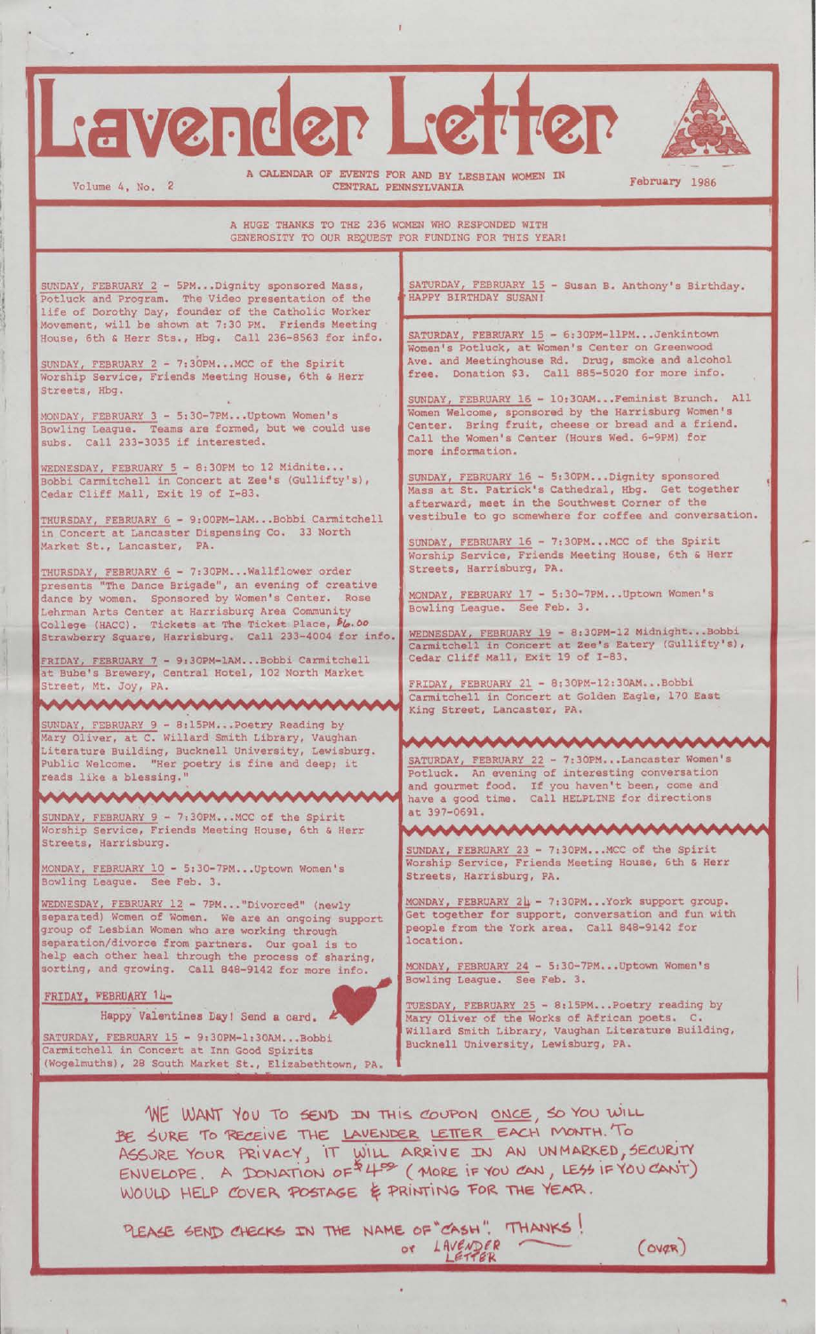# Lavender Letter

Volume 4, No. 2

A CALENDAR OF EVENTS FOR AND BY LESBIAN WOMEN IN CENTRAL PENNSYLVANIA

February 1986

A HUGE THANKS TO THE 236 WOMEN WHO RESPONDED WITH GENEROSITY TO OUR REQUEST FOR FUNDING FOR THIS YEAR!

SUNDAY, FEBRUARY 2 - 5PM...Dignity sponsored Mass, Potluck and Program. The Video presentation of the life of Dorothy Day, founder of the Catholic Worker Movement, will be shown at 7:30 PM. Friends Meeting House, 6th & Herr Sts., Hbg. Call 236-8563 for info.

SUNDAY, FEBRUARY 2 - 7:30PM...MCC of the Spirit Worship Service, Friends Meeting House, 6th & Herr Streets, Hbg.

MONDAY, FEBRUARY 3 - 5:30-7PM...Uptown Women's Bowling League. Teams are formed, but we could use subs. Call 233-3035 if interested.

WEDNESDAY, FEBRUARY 5 - 8:30PM to 12 Midnite... Bobbi Carmitchell in Concert at Zee's (Gullifty's), Cedar Cliff Mall, Exit 19 of I-83.

THURSDAY, FEBRUARY 6 - 9:00PM-1AM...Bobbi Carmitchell in Concert at Lancaster Dispensing Co. 33 North Market St., Lancaster, PA.

THURSDAY, FEBRUARY 6 - 7:30PM...Wallflower order presents "The Dance Brigade", an evening of creative dance by women. Sponsored by Women's Center. Rose Lehrman Arts Center at Harrisburg Area Community College (HACC). Tickets at The Ticket Place, $6.00 Strawberry Square, Harrisburg. Call 233-4004 for info.

FRIDAY, FEBRUARY 7 - 9:30PM-1AM...Bobbi Carmitchell at Bube's Brewery, Central Hotel, 102 North Market Street, Mt. Joy, PA.

SUNDAY, FEBRUARY 9 - 8:15PM...Poetry Reading by Mary Oliver, at C. Willard Smith Library, Vaughan Literature Building, Bucknell University, Lewisburg. Public Welcome. "Her poetry is fine and deep; it reads like a blessing."

SUNDAY, FEBRUARY 9 - 7:30PM...MCC of the Spirit Worship Service, Friends Meeting House, 6th & Herr Streets, Harrisburg.

MONDAY, FEBRUARY 10 - 5:30-7PM...Uptown Women's Bowling League. See Feb. 3.

WEDNESDAY, FEBRUARY 12 - 7PM..."Divorced" (newly separated) Women of Women. We are an ongoing support group of Lesbian Women who are working through separation/divorce from partners. Our goal is to help each other heal through the process of sharing, sorting, and growing. Call 848-9142 for more info.

FRIDAY, FEBRUARY 14-

Happy Valentines Day! Send a card.

SATURDAY, FEBRUARY 15 - 9:30PM-1:30AM...Bobbi Carmitchell in Concert at Inn Good Spirits (Wogelmuths), 28 South Market St., Elizabethtown, PA.

SATURDAY, FEBRUARY 15 - Susan B. Anthony's Birthday. HAPPY BIRTHDAY SUSAN!

SATURDAY, FEBRUARY 15 - 6:30PM-11PM...Jenkintown Women's Potluck, at Women's Center on Greenwood Ave. and Meetinghouse Rd. Drug, smoke and alcohol free. Donation $3. Call 885-5020 for more info.

SUNDAY, FEBRUARY 16 - 10:30AM...Feminist Brunch. All Women Welcome, sponsored by the Harrisburg Women's Center. Bring fruit, cheese or bread and a friend. Call the Women's Center (Hours Wed. 6-9PM) for more information.

SUNDAY, FEBRUARY 16 - 5:30PM...Dignity sponsored Mass at St. Patrick's Cathedral, Hbg. Get together afterward, meet in the Southwest Corner of the vestibule to go somewhere for coffee and conversation.

SUNDAY, FEBRUARY 16 - 7:30PM...MCC of the Spirit Worship Service, Friends Meeting House, 6th & Herr Streets, Harrisburg, PA.

MONDAY, FEBRUARY 17 - 5:30-7PM...Uptown Women's Bowling League. See Feb. 3.

WEDNESDAY, FEBRUARY 19 - 8:30PM-12 Midnight...Bobbi Carmitchell in Concert at Zee's Eatery (Gullifty's), Cedar Cliff Mall, Exit 19 of I-83.

FRIDAY, FEBRUARY 21 - 8:30PM-12:30AM...Bobbi Carmitchell in Concert at Golden Eagle, 170 East King Street, Lancaster, PA.

SATURDAY, FEBRUARY 22 - 7:30PM...Lancaster Women's Potluck. An evening of interesting conversation and gourmet food. If you haven't been, come and have a good time. Call HELPLINE for directions at 397-0691.

SUNDAY, FEBRUARY 23 - 7:30PM...MCC of the Spirit Worship Service, Friends Meeting House, 6th & Herr Streets, Harrisburg, PA.

MONDAY, FEBRUARY 24 - 7:30PM...York support group. Get together for support, conversation and fun with people from the York area. Call 848-9142 for location.

MONDAY, FEBRUARY 24 - 5:30-7PM...Uptown Women's Bowling League. See Feb. 3.

TUESDAY, FEBRUARY 25 - 8:15PM...Poetry reading by Mary Oliver of the Works of African poets. C. Willard Smith Library, Vaughan Literature Building, Bucknell University, Lewisburg, PA.

WE WANT YOU TO SEND IN THIS COUPON ONCE, SO YOU WILL BE SURE TO RECEIVE THE LAVENDER LETTER EACH MONTH. TO ASSURE YOUR PRIVACY, IT WILL ARRIVE IN AN UNMARKED, SECURITY ENVELOPE. A DONATION OF $4.50 (MORE IF YOU CAN, LESS IF YOU CAN'T) WOULD HELP COVER POSTAGE & PRINTING FOR THE YEAR.

PLEASE SEND CHECKS IN THE NAME OF "CASH". THANKS! or LAVENDER LETTER

(OVER)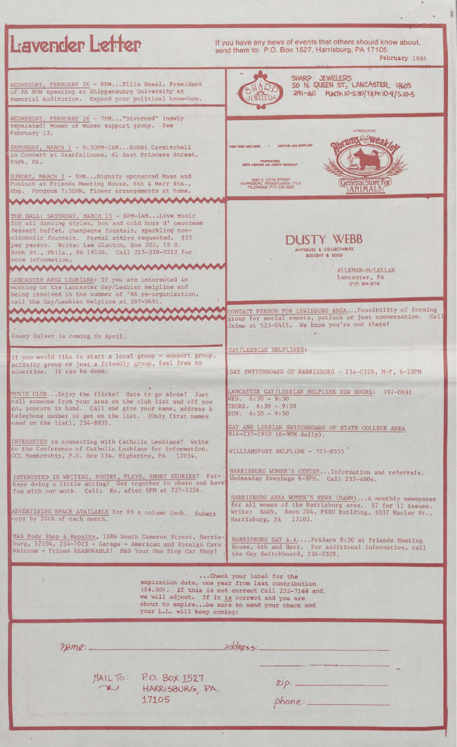# Lavender Letter

If you have any news of events that others should know about, send them to: P.O. Box 1527, Harrisburg, PA 17105

February 1986

WEDNESDAY, FEBRUARY 26 - 8PM...Ellie Smeal, President of PA NOW speaking at Shippensubrg University at Memorial Auditorium. Expand your political know-how.

WEDNESDAY, FEBRUARY 26 - 7PM..."Divorced" (newly separated) Women of Women support group. See February 12.

SATURDAY, MARCH 1 - 9:30PM-1AM...Bobbi Carmitchell in Concert at Granfalloons, 41 East Princess Street, York, PA.

SUNDAY, MARCH 2 - 5PM...Dignity sponsored Mass and Potluck at Friends Meeting House, 6th & Herr Sts., Hbg. Program 7:30PM, flower arrangements at home.

THE BALL: SATURDAY, MARCH 15 - 8PM-1AM...Live music for all dancing styles, hot and cold hors d' oeuvresm dessert buffet, champagne fountain, sparkling non-alcoholic fountain. Formal attire requested. $25 per person. Write: Lee Glanton, Box 202, 15 S. Bank St., Phila., PA 19106. Call 215-238-0212 for more information.

LANCASTER AREA LESBIANS: If you are interested in working on the Lancaster Gay/Lesbian Helpline and being involved in the summer of '86 re-organization, call the Gay/Lesbian Helpline at 397-0691.

Cassy Culver is coming in April.

If you would like to start a local group - support group, activity group or just a friendly group, feel free to advertise. It can be done.

MOVIE CLUB...Enjoy the flicks? Hate to go alone? Just call someone from your area on the club list and off you go, popcorn in hand. Call and give your name, address & telephone number to get on the list. (Only first names used on the list). 234-8835.

INTERESTED in connecting with Catholic Lesbians? Write to the Conference of Catholic Lesbians for information. CCL Membership, P.O. Box 134, Highspire, PA 17034.

INTERESTED IN WRITING, POETRY, PLAYS, SHORT STORIES? Perhaps doing a little acting? Get together to share and have fun with our work. Call: Ro, after 6PM at 737-1356.

ADVERTISING SPACE AVAILABLE for $5 a column inch. Submit copy by 20th of each month.

M&S Body Shop & Repairs, 1186 South Cameron Street, Harrisburg, 17104, 234-7023 - Garage - American and Foreign Cars - Welcome - Prices REASONABLE! M&S Your One Stop Car Shop!

SHARP JEWELERS
50 N. QUEEN ST., LANCASTER 17603
291-1611 M,W,Th 10-5:30/T&Fr 10-9/S.10-5

FINE FEED AND SEED • SERVICE AND SUPPLIES
PROPRIETORS BETH ABRAMS and JUDITH WEAKLEY
3963 N. SIXTH STREET HARRISBURG, PENNSYLVANIA 17110 TELEPHONE (717) 232-3963
INTRODUCING Abrams & Weakley General Store For ANIMALS

DUSTY WEBB
ANTIQUES & COLLECTABLES BOUGHT & SOLD
ALLEMAN-McLELLAN
Lancaster, PA
(717) 394-5718

CONTACT PERSON FOR LEWISBURG AREA...Possibility of forming group for social events, potluck or just conversation. Call Jaime at 523-0415. We know you're out there!

GAY/LESBIAN HELPLINES:

GAY SWITCHBOARD OF HARRISBURG - 234-0328, M-F, 6-10PM

LANCASTER GAY/LESBIAN HELPLINE NEW HOURS: 397-0691
WED. 6:30 - 9:30
THURS. 6:30 - 9:30
SUN. 6:30 - 9:30

GAY AND LESBIAN SWITCHBOARD OF STATE COLLEGE AREA
814-237-1950 (6-9PM daily).

WILLIAMSPORT HELPLINE - 323-8555

HARRISBURG WOMEN'S CENTER...Information and referrals. Wednesday Evenings 6-9PM. Call 233-4004.

HARRISBURG AREA WOMEN'S NEWS (HAWN)...A monthly newspaper for all women of the Harrisburg area. $7 for 11 issues. Write: HAWN, Room 204, PSSU Building, 1037 Maclay St., Harrisburg, PA 17103.

HARRISBURG GAY A.A....Fridays 8:30 at Friends Meeting House, 6th and Herr. For additional information, call the Gay Switchboard, 234-0328.

...Check your label for the expiration date, one year from last contribution ($4.00). If this is not correct Call 232-7144 and we will adjust. If it *is* correct and you are about to expire...be sure to send your check and your L.L. will keep coming!

name: ____________________ address: ____________________

zip: ____________________

phone: ____________________

MAIL TO: P.O. BOX 1527
HARRISBURG, PA.
17105